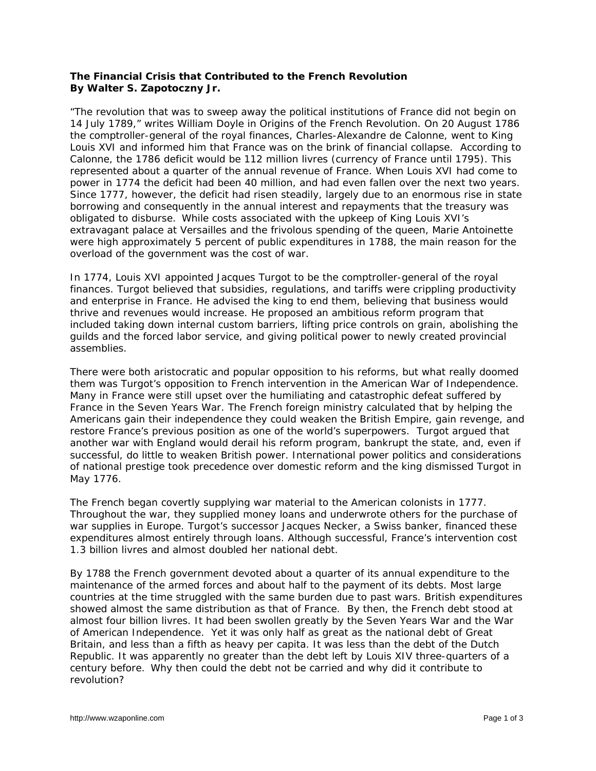**The Financial Crisis that Contributed to the French Revolution**
**By Walter S. Zapotoczny Jr.**

"The revolution that was to sweep away the political institutions of France did not begin on 14 July 1789," writes William Doyle in Origins of the French Revolution. On 20 August 1786 the comptroller-general of the royal finances, Charles-Alexandre de Calonne, went to King Louis XVI and informed him that France was on the brink of financial collapse. According to Calonne, the 1786 deficit would be 112 million livres (currency of France until 1795). This represented about a quarter of the annual revenue of France. When Louis XVI had come to power in 1774 the deficit had been 40 million, and had even fallen over the next two years. Since 1777, however, the deficit had risen steadily, largely due to an enormous rise in state borrowing and consequently in the annual interest and repayments that the treasury was obligated to disburse. While costs associated with the upkeep of King Louis XVI's extravagant palace at Versailles and the frivolous spending of the queen, Marie Antoinette were high approximately 5 percent of public expenditures in 1788, the main reason for the overload of the government was the cost of war.

In 1774, Louis XVI appointed Jacques Turgot to be the comptroller-general of the royal finances. Turgot believed that subsidies, regulations, and tariffs were crippling productivity and enterprise in France. He advised the king to end them, believing that business would thrive and revenues would increase. He proposed an ambitious reform program that included taking down internal custom barriers, lifting price controls on grain, abolishing the guilds and the forced labor service, and giving political power to newly created provincial assemblies.

There were both aristocratic and popular opposition to his reforms, but what really doomed them was Turgot's opposition to French intervention in the American War of Independence. Many in France were still upset over the humiliating and catastrophic defeat suffered by France in the Seven Years War. The French foreign ministry calculated that by helping the Americans gain their independence they could weaken the British Empire, gain revenge, and restore France's previous position as one of the world's superpowers. Turgot argued that another war with England would derail his reform program, bankrupt the state, and, even if successful, do little to weaken British power. International power politics and considerations of national prestige took precedence over domestic reform and the king dismissed Turgot in May 1776.

The French began covertly supplying war material to the American colonists in 1777. Throughout the war, they supplied money loans and underwrote others for the purchase of war supplies in Europe. Turgot's successor Jacques Necker, a Swiss banker, financed these expenditures almost entirely through loans. Although successful, France's intervention cost 1.3 billion livres and almost doubled her national debt.

By 1788 the French government devoted about a quarter of its annual expenditure to the maintenance of the armed forces and about half to the payment of its debts. Most large countries at the time struggled with the same burden due to past wars. British expenditures showed almost the same distribution as that of France. By then, the French debt stood at almost four billion livres. It had been swollen greatly by the Seven Years War and the War of American Independence. Yet it was only half as great as the national debt of Great Britain, and less than a fifth as heavy per capita. It was less than the debt of the Dutch Republic. It was apparently no greater than the debt left by Louis XIV three-quarters of a century before. Why then could the debt not be carried and why did it contribute to revolution?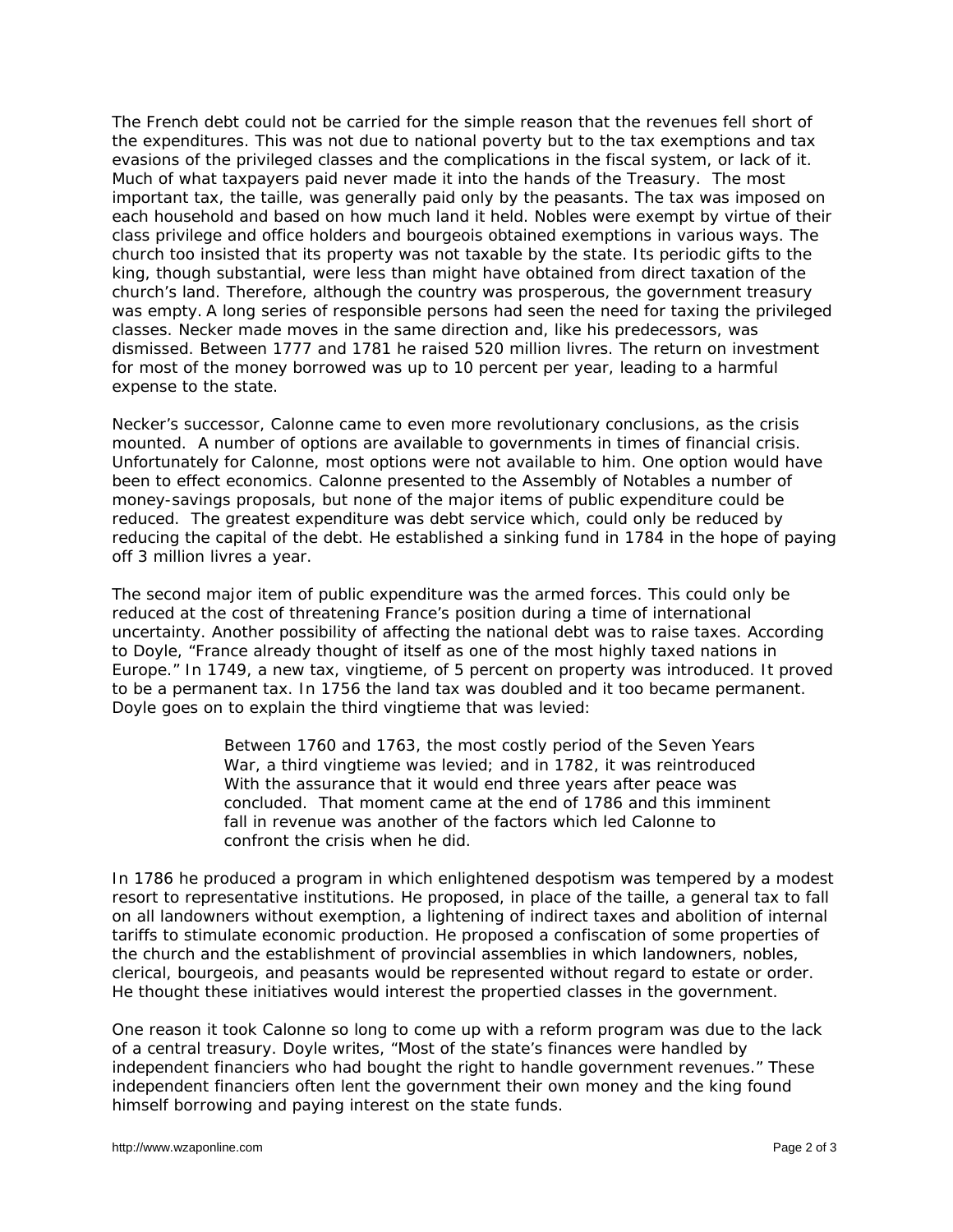The French debt could not be carried for the simple reason that the revenues fell short of the expenditures. This was not due to national poverty but to the tax exemptions and tax evasions of the privileged classes and the complications in the fiscal system, or lack of it. Much of what taxpayers paid never made it into the hands of the Treasury. The most important tax, the taille, was generally paid only by the peasants. The tax was imposed on each household and based on how much land it held. Nobles were exempt by virtue of their class privilege and office holders and bourgeois obtained exemptions in various ways. The church too insisted that its property was not taxable by the state. Its periodic gifts to the king, though substantial, were less than might have obtained from direct taxation of the church's land. Therefore, although the country was prosperous, the government treasury was empty. A long series of responsible persons had seen the need for taxing the privileged classes. Necker made moves in the same direction and, like his predecessors, was dismissed. Between 1777 and 1781 he raised 520 million livres. The return on investment for most of the money borrowed was up to 10 percent per year, leading to a harmful expense to the state.

Necker's successor, Calonne came to even more revolutionary conclusions, as the crisis mounted. A number of options are available to governments in times of financial crisis. Unfortunately for Calonne, most options were not available to him. One option would have been to effect economics. Calonne presented to the Assembly of Notables a number of money-savings proposals, but none of the major items of public expenditure could be reduced. The greatest expenditure was debt service which, could only be reduced by reducing the capital of the debt. He established a sinking fund in 1784 in the hope of paying off 3 million livres a year.

The second major item of public expenditure was the armed forces. This could only be reduced at the cost of threatening France's position during a time of international uncertainty. Another possibility of affecting the national debt was to raise taxes. According to Doyle, "France already thought of itself as one of the most highly taxed nations in Europe." In 1749, a new tax, vingtieme, of 5 percent on property was introduced. It proved to be a permanent tax. In 1756 the land tax was doubled and it too became permanent. Doyle goes on to explain the third vingtieme that was levied:

> Between 1760 and 1763, the most costly period of the Seven Years War, a third vingtieme was levied; and in 1782, it was reintroduced With the assurance that it would end three years after peace was concluded. That moment came at the end of 1786 and this imminent fall in revenue was another of the factors which led Calonne to confront the crisis when he did.

In 1786 he produced a program in which enlightened despotism was tempered by a modest resort to representative institutions. He proposed, in place of the taille, a general tax to fall on all landowners without exemption, a lightening of indirect taxes and abolition of internal tariffs to stimulate economic production. He proposed a confiscation of some properties of the church and the establishment of provincial assemblies in which landowners, nobles, clerical, bourgeois, and peasants would be represented without regard to estate or order. He thought these initiatives would interest the propertied classes in the government.

One reason it took Calonne so long to come up with a reform program was due to the lack of a central treasury. Doyle writes, "Most of the state's finances were handled by independent financiers who had bought the right to handle government revenues." These independent financiers often lent the government their own money and the king found himself borrowing and paying interest on the state funds.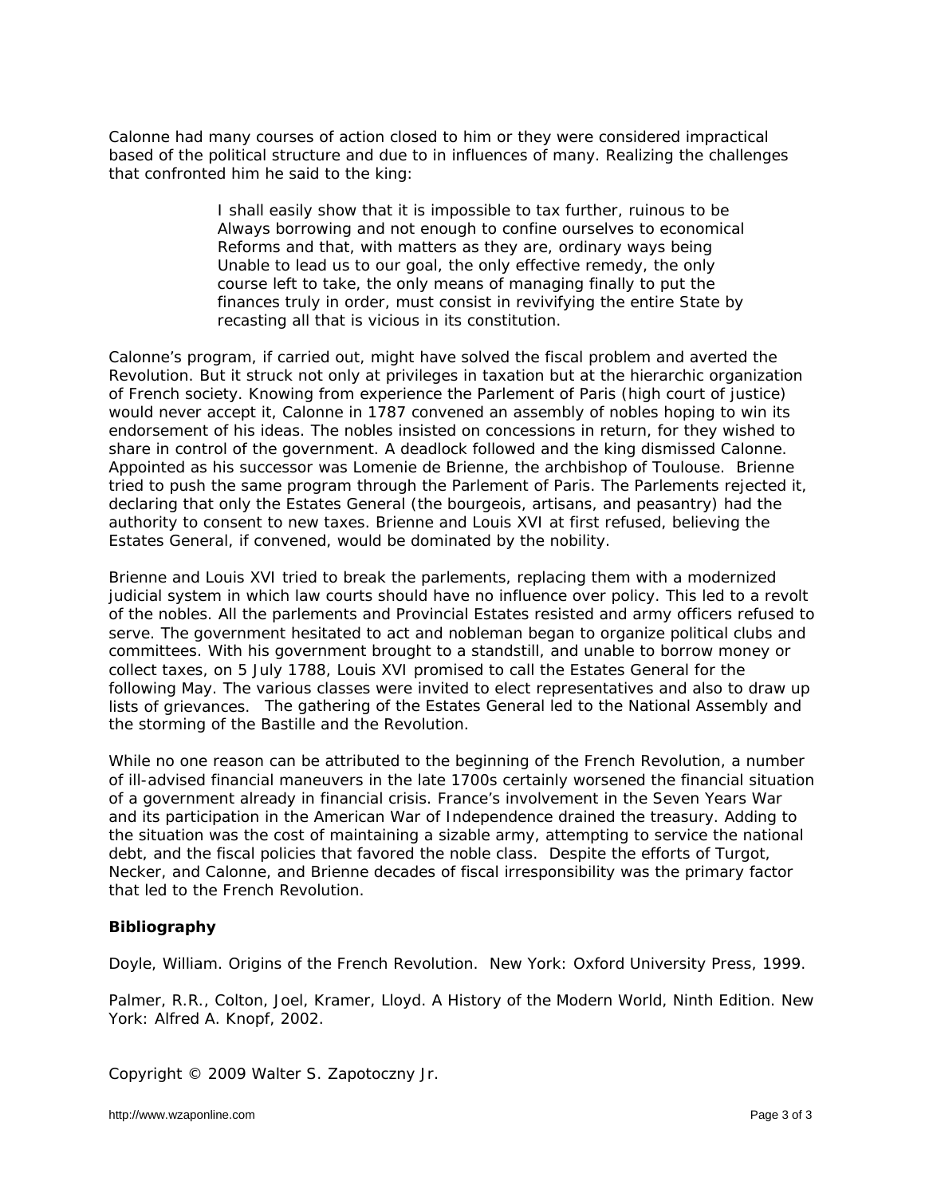Calonne had many courses of action closed to him or they were considered impractical based of the political structure and due to in influences of many. Realizing the challenges that confronted him he said to the king:

> I shall easily show that it is impossible to tax further, ruinous to be Always borrowing and not enough to confine ourselves to economical Reforms and that, with matters as they are, ordinary ways being Unable to lead us to our goal, the only effective remedy, the only course left to take, the only means of managing finally to put the finances truly in order, must consist in revivifying the entire State by recasting all that is vicious in its constitution.

Calonne's program, if carried out, might have solved the fiscal problem and averted the Revolution. But it struck not only at privileges in taxation but at the hierarchic organization of French society. Knowing from experience the Parlement of Paris (high court of justice) would never accept it, Calonne in 1787 convened an assembly of nobles hoping to win its endorsement of his ideas. The nobles insisted on concessions in return, for they wished to share in control of the government. A deadlock followed and the king dismissed Calonne. Appointed as his successor was Lomenie de Brienne, the archbishop of Toulouse. Brienne tried to push the same program through the Parlement of Paris. The Parlements rejected it, declaring that only the Estates General (the bourgeois, artisans, and peasantry) had the authority to consent to new taxes. Brienne and Louis XVI at first refused, believing the Estates General, if convened, would be dominated by the nobility.

Brienne and Louis XVI tried to break the parlements, replacing them with a modernized judicial system in which law courts should have no influence over policy. This led to a revolt of the nobles. All the parlements and Provincial Estates resisted and army officers refused to serve. The government hesitated to act and nobleman began to organize political clubs and committees. With his government brought to a standstill, and unable to borrow money or collect taxes, on 5 July 1788, Louis XVI promised to call the Estates General for the following May. The various classes were invited to elect representatives and also to draw up lists of grievances. The gathering of the Estates General led to the National Assembly and the storming of the Bastille and the Revolution.

While no one reason can be attributed to the beginning of the French Revolution, a number of ill-advised financial maneuvers in the late 1700s certainly worsened the financial situation of a government already in financial crisis. France's involvement in the Seven Years War and its participation in the American War of Independence drained the treasury. Adding to the situation was the cost of maintaining a sizable army, attempting to service the national debt, and the fiscal policies that favored the noble class. Despite the efforts of Turgot, Necker, and Calonne, and Brienne decades of fiscal irresponsibility was the primary factor that led to the French Revolution.

**Bibliography**

Doyle, William. Origins of the French Revolution. New York: Oxford University Press, 1999.

Palmer, R.R., Colton, Joel, Kramer, Lloyd. A History of the Modern World, Ninth Edition. New York: Alfred A. Knopf, 2002.

Copyright © 2009 Walter S. Zapotoczny Jr.